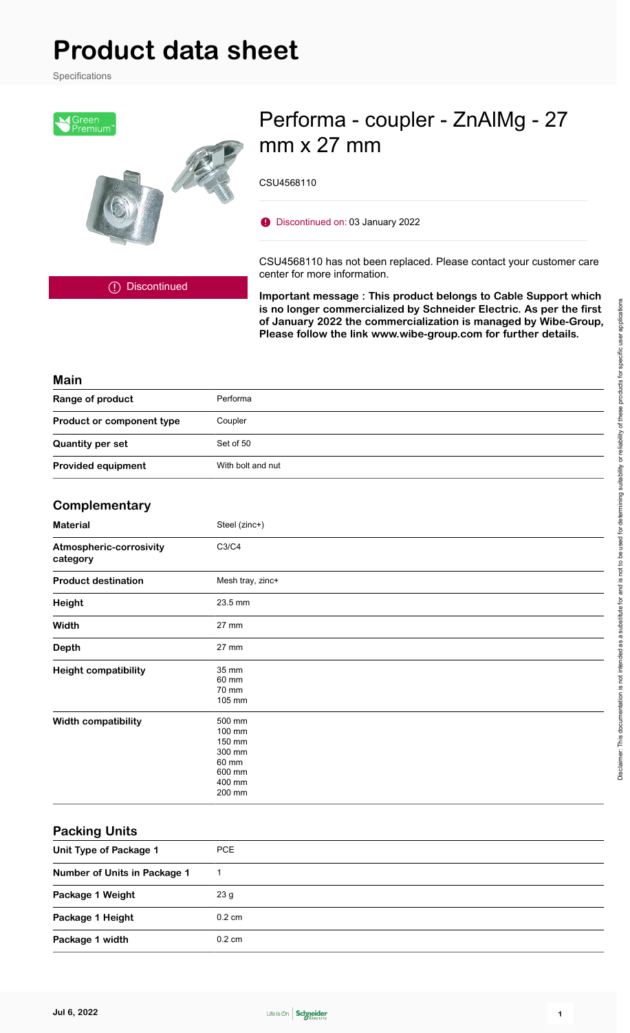# Product data sheet

Specifications

Green Premium

Discontinued

## Performa - coupler - ZnAlMg - 27 mm x 27 mm

CSU4568110

Discontinued on: 03 January 2022

CSU4568110 has not been replaced. Please contact your customer care center for more information.

**Important message : This product belongs to Cable Support which is no longer commercialized by Schneider Electric. As per the first of January 2022 the commercialization is managed by Wibe-Group, Please follow the link www.wibe-group.com for further details.**

### Main

| | |
|---|---|
| **Range of product** | Performa |
| **Product or component type** | Coupler |
| **Quantity per set** | Set of 50 |
| **Provided equipment** | With bolt and nut |

### Complementary

| | |
|---|---|
| **Material** | Steel (zinc+) |
| **Atmospheric-corrosivity category** | C3/C4 |
| **Product destination** | Mesh tray, zinc+ |
| **Height** | 23.5 mm |
| **Width** | 27 mm |
| **Depth** | 27 mm |
| **Height compatibility** | 35 mm<br>60 mm<br>70 mm<br>105 mm |
| **Width compatibility** | 500 mm<br>100 mm<br>150 mm<br>300 mm<br>60 mm<br>600 mm<br>400 mm<br>200 mm |

### Packing Units

| | |
|---|---|
| **Unit Type of Package 1** | PCE |
| **Number of Units in Package 1** | 1 |
| **Package 1 Weight** | 23 g |
| **Package 1 Height** | 0.2 cm |
| **Package 1 width** | 0.2 cm |

Disclaimer: This documentation is not intended as a substitute for and is not to be used for determining suitability or reliability of these products for specific user applications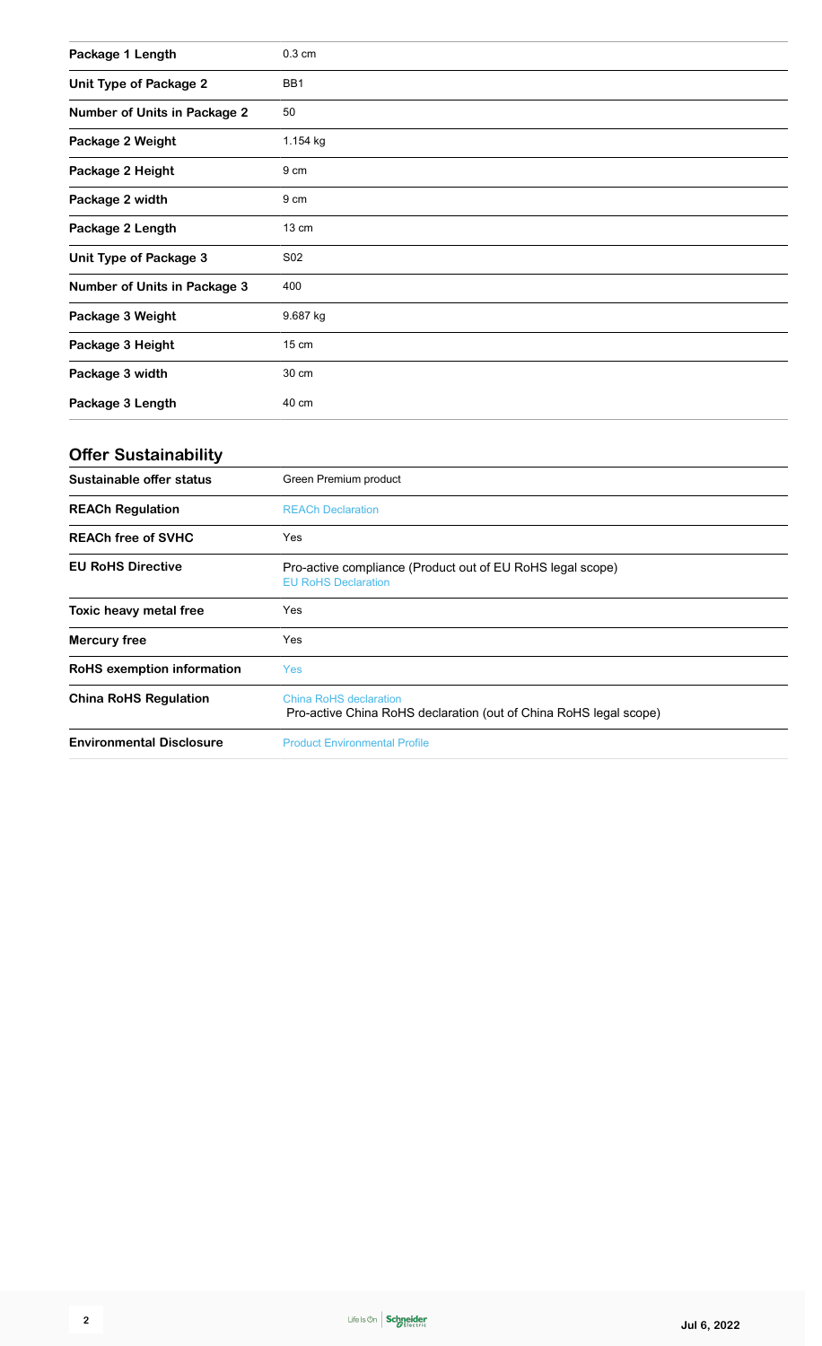| | |
|---|---|
| Package 1 Length | 0.3 cm |
| Unit Type of Package 2 | BB1 |
| Number of Units in Package 2 | 50 |
| Package 2 Weight | 1.154 kg |
| Package 2 Height | 9 cm |
| Package 2 width | 9 cm |
| Package 2 Length | 13 cm |
| Unit Type of Package 3 | S02 |
| Number of Units in Package 3 | 400 |
| Package 3 Weight | 9.687 kg |
| Package 3 Height | 15 cm |
| Package 3 width | 30 cm |
| Package 3 Length | 40 cm |

## Offer Sustainability

| | |
|---|---|
| Sustainable offer status | Green Premium product |
| REACh Regulation | REACh Declaration |
| REACh free of SVHC | Yes |
| EU RoHS Directive | Pro-active compliance (Product out of EU RoHS legal scope)<br>EU RoHS Declaration |
| Toxic heavy metal free | Yes |
| Mercury free | Yes |
| RoHS exemption information | Yes |
| China RoHS Regulation | China RoHS declaration<br>Pro-active China RoHS declaration (out of China RoHS legal scope) |
| Environmental Disclosure | Product Environmental Profile |

Jul 6, 2022